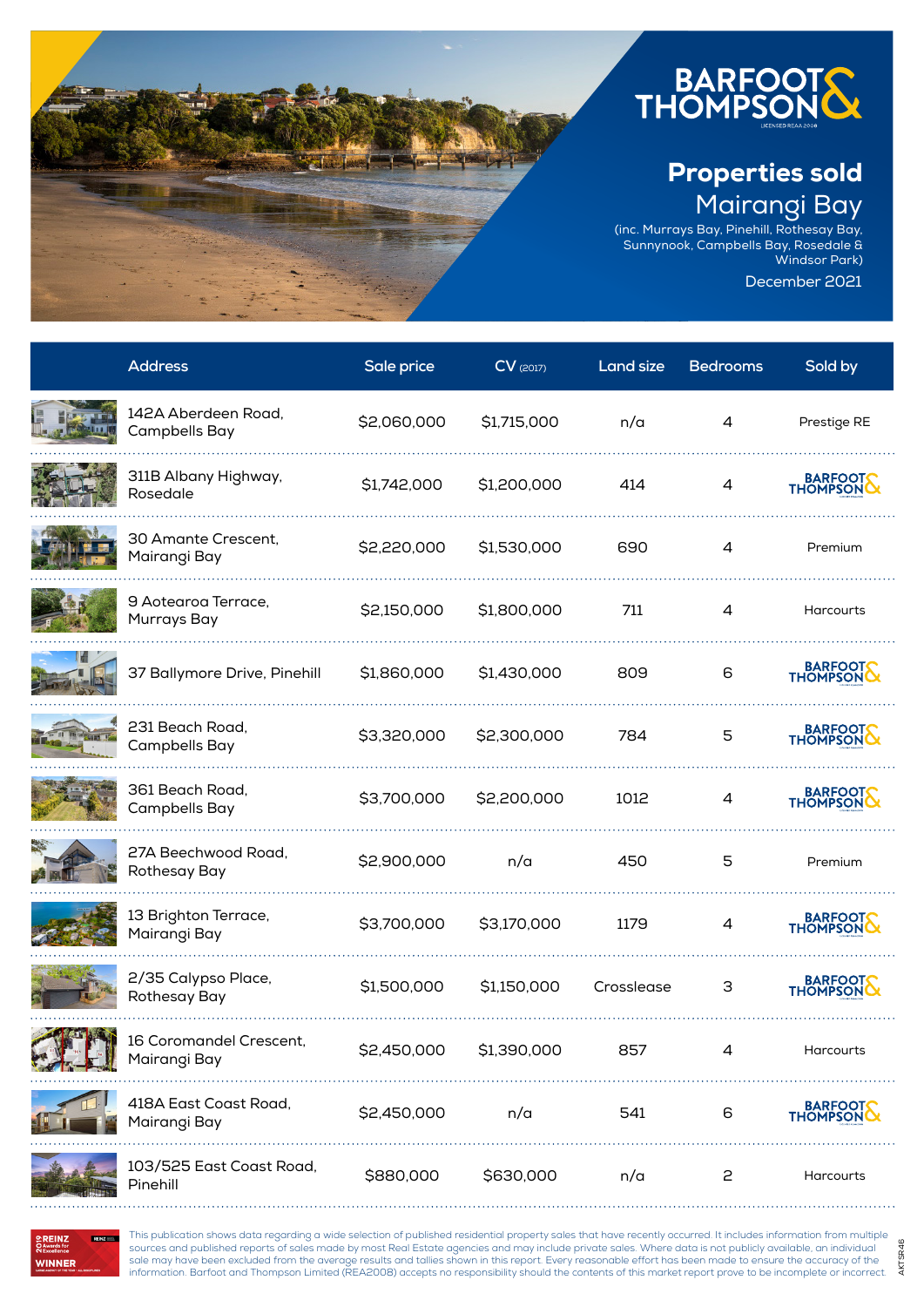# Properties sold

## Mairangi Bay

(inc. Murrays Bay, Pinehill, Rothesay Bay, Sunnynook, Campbells Bay, Rosedale & Windsor Park)

December 2021

| Address | Sale price | CV (2017) | Land size | Bedrooms | Sold by |
|---|---|---|---|---|---|
| 142A Aberdeen Road, Campbells Bay | $2,060,000 | $1,715,000 | n/a | 4 | Prestige RE |
| 311B Albany Highway, Rosedale | $1,742,000 | $1,200,000 | 414 | 4 | Barfoot & Thompson |
| 30 Amante Crescent, Mairangi Bay | $2,220,000 | $1,530,000 | 690 | 4 | Premium |
| 9 Aotearoa Terrace, Murrays Bay | $2,150,000 | $1,800,000 | 711 | 4 | Harcourts |
| 37 Ballymore Drive, Pinehill | $1,860,000 | $1,430,000 | 809 | 6 | Barfoot & Thompson |
| 231 Beach Road, Campbells Bay | $3,320,000 | $2,300,000 | 784 | 5 | Barfoot & Thompson |
| 361 Beach Road, Campbells Bay | $3,700,000 | $2,200,000 | 1012 | 4 | Barfoot & Thompson |
| 27A Beechwood Road, Rothesay Bay | $2,900,000 | n/a | 450 | 5 | Premium |
| 13 Brighton Terrace, Mairangi Bay | $3,700,000 | $3,170,000 | 1179 | 4 | Barfoot & Thompson |
| 2/35 Calypso Place, Rothesay Bay | $1,500,000 | $1,150,000 | Crosslease | 3 | Barfoot & Thompson |
| 16 Coromandel Crescent, Mairangi Bay | $2,450,000 | $1,390,000 | 857 | 4 | Harcourts |
| 418A East Coast Road, Mairangi Bay | $2,450,000 | n/a | 541 | 6 | Barfoot & Thompson |
| 103/525 East Coast Road, Pinehill | $880,000 | $630,000 | n/a | 2 | Harcourts |

This publication shows data regarding a wide selection of published residential property sales that have recently occurred. It includes information from multiple sources and published reports of sales made by most Real Estate agencies and may include private sales. Where data is not publicly available, an individual sale may have been excluded from the average results and tallies shown in this report. Every reasonable effort has been made to ensure the accuracy of the information. Barfoot and Thompson Limited (REA2008) accepts no responsibility should the contents of this market report prove to be incomplete or incorrect.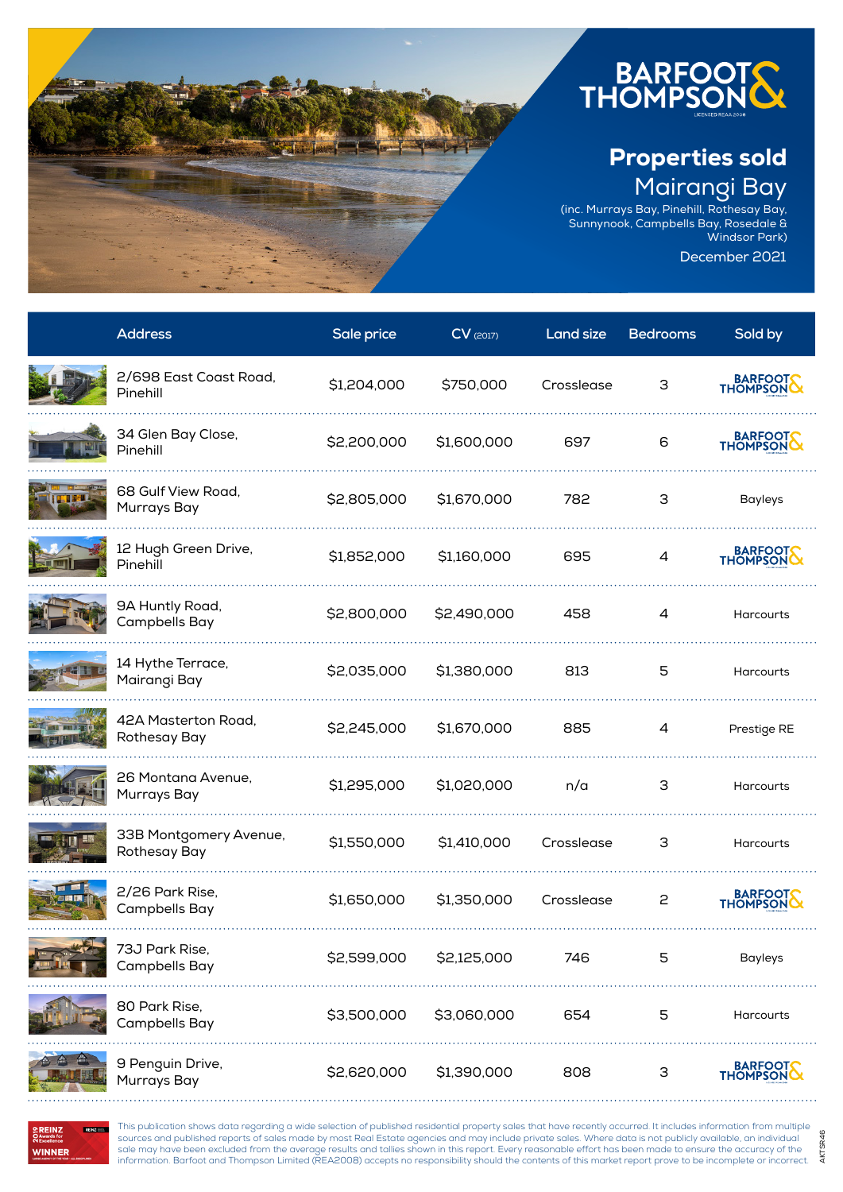# Properties sold

## Mairangi Bay

(inc. Murrays Bay, Pinehill, Rothesay Bay, Sunnynook, Campbells Bay, Rosedale & Windsor Park)

December 2021

| Address | Sale price | CV (2017) | Land size | Bedrooms | Sold by |
|---|---|---|---|---|---|
| 2/698 East Coast Road, Pinehill | $1,204,000 | $750,000 | Crosslease | 3 | Barfoot & Thompson |
| 34 Glen Bay Close, Pinehill | $2,200,000 | $1,600,000 | 697 | 6 | Barfoot & Thompson |
| 68 Gulf View Road, Murrays Bay | $2,805,000 | $1,670,000 | 782 | 3 | Bayleys |
| 12 Hugh Green Drive, Pinehill | $1,852,000 | $1,160,000 | 695 | 4 | Barfoot & Thompson |
| 9A Huntly Road, Campbells Bay | $2,800,000 | $2,490,000 | 458 | 4 | Harcourts |
| 14 Hythe Terrace, Mairangi Bay | $2,035,000 | $1,380,000 | 813 | 5 | Harcourts |
| 42A Masterton Road, Rothesay Bay | $2,245,000 | $1,670,000 | 885 | 4 | Prestige RE |
| 26 Montana Avenue, Murrays Bay | $1,295,000 | $1,020,000 | n/a | 3 | Harcourts |
| 33B Montgomery Avenue, Rothesay Bay | $1,550,000 | $1,410,000 | Crosslease | 3 | Harcourts |
| 2/26 Park Rise, Campbells Bay | $1,650,000 | $1,350,000 | Crosslease | 2 | Barfoot & Thompson |
| 73J Park Rise, Campbells Bay | $2,599,000 | $2,125,000 | 746 | 5 | Bayleys |
| 80 Park Rise, Campbells Bay | $3,500,000 | $3,060,000 | 654 | 5 | Harcourts |
| 9 Penguin Drive, Murrays Bay | $2,620,000 | $1,390,000 | 808 | 3 | Barfoot & Thompson |

This publication shows data regarding a wide selection of published residential property sales that have recently occurred. It includes information from multiple sources and published reports of sales made by most Real Estate agencies and may include private sales. Where data is not publicly available, an individual sale may have been excluded from the average results and tallies shown in this report. Every reasonable effort has been made to ensure the accuracy of the information. Barfoot and Thompson Limited (REA2008) accepts no responsibility should the contents of this market report prove to be incomplete or incorrect.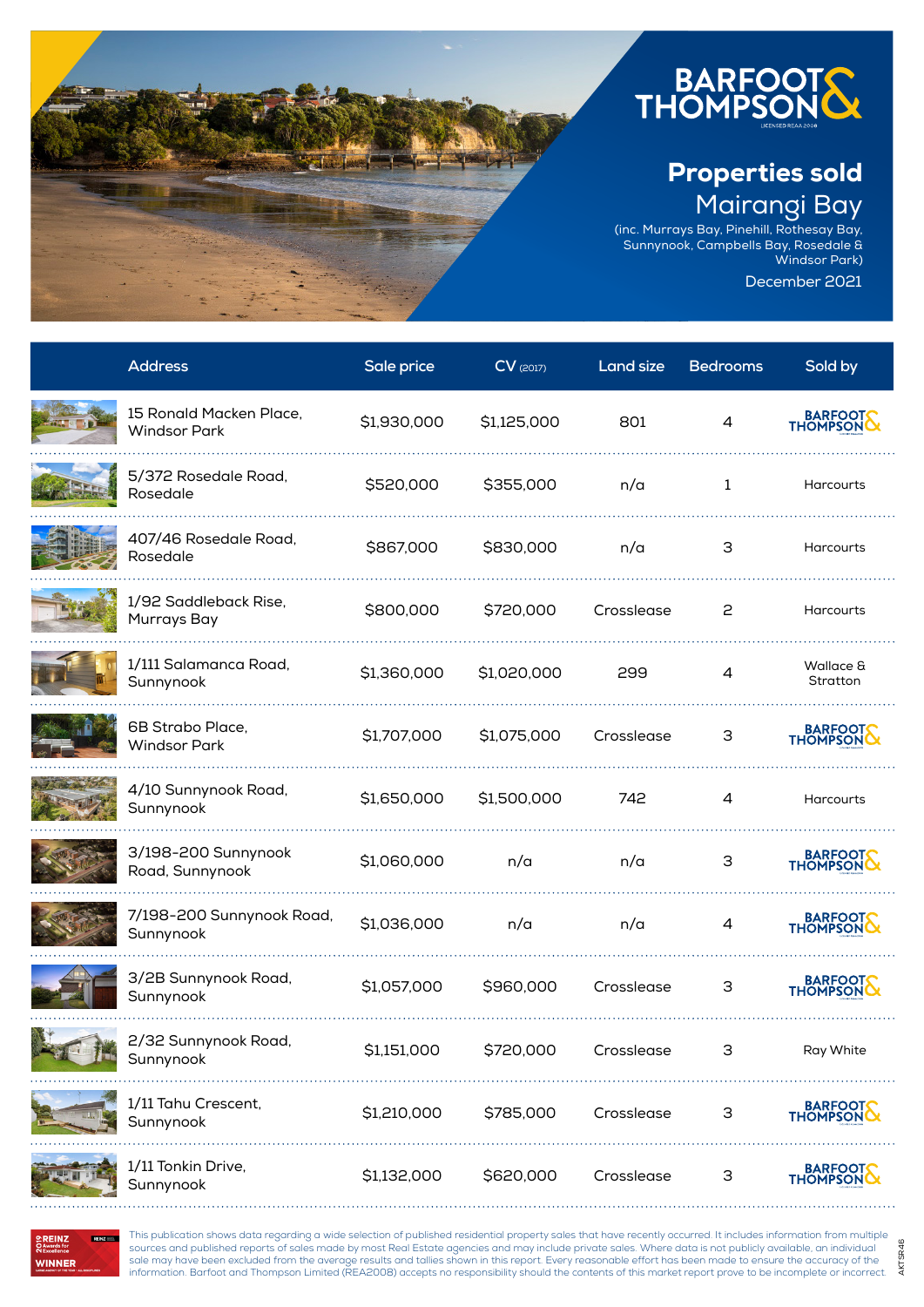# Properties sold

## Mairangi Bay

(inc. Murrays Bay, Pinehill, Rothesay Bay, Sunnynook, Campbells Bay, Rosedale & Windsor Park)

December 2021

| Address | Sale price | CV (2017) | Land size | Bedrooms | Sold by |
|---|---|---|---|---|---|
| 15 Ronald Macken Place, Windsor Park | $1,930,000 | $1,125,000 | 801 | 4 | Barfoot & Thompson |
| 5/372 Rosedale Road, Rosedale | $520,000 | $355,000 | n/a | 1 | Harcourts |
| 407/46 Rosedale Road, Rosedale | $867,000 | $830,000 | n/a | 3 | Harcourts |
| 1/92 Saddleback Rise, Murrays Bay | $800,000 | $720,000 | Crosslease | 2 | Harcourts |
| 1/111 Salamanca Road, Sunnynook | $1,360,000 | $1,020,000 | 299 | 4 | Wallace & Stratton |
| 6B Strabo Place, Windsor Park | $1,707,000 | $1,075,000 | Crosslease | 3 | Barfoot & Thompson |
| 4/10 Sunnynook Road, Sunnynook | $1,650,000 | $1,500,000 | 742 | 4 | Harcourts |
| 3/198-200 Sunnynook Road, Sunnynook | $1,060,000 | n/a | n/a | 3 | Barfoot & Thompson |
| 7/198-200 Sunnynook Road, Sunnynook | $1,036,000 | n/a | n/a | 4 | Barfoot & Thompson |
| 3/2B Sunnynook Road, Sunnynook | $1,057,000 | $960,000 | Crosslease | 3 | Barfoot & Thompson |
| 2/32 Sunnynook Road, Sunnynook | $1,151,000 | $720,000 | Crosslease | 3 | Ray White |
| 1/11 Tahu Crescent, Sunnynook | $1,210,000 | $785,000 | Crosslease | 3 | Barfoot & Thompson |
| 1/11 Tonkin Drive, Sunnynook | $1,132,000 | $620,000 | Crosslease | 3 | Barfoot & Thompson |

This publication shows data regarding a wide selection of published residential property sales that have recently occurred. It includes information from multiple sources and published reports of sales made by most Real Estate agencies and may include private sales. Where data is not publicly available, an individual sale may have been excluded from the average results and tallies shown in this report. Every reasonable effort has been made to ensure the accuracy of the information. Barfoot and Thompson Limited (REA2008) accepts no responsibility should the contents of this market report prove to be incomplete or incorrect.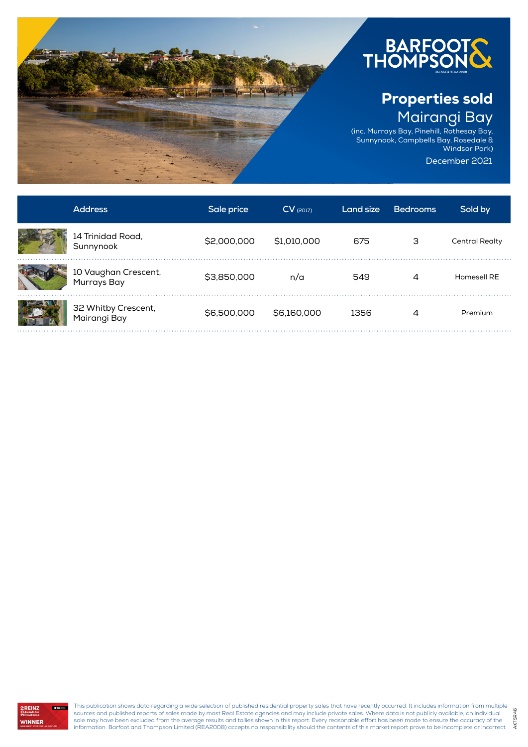BARFOOT & THOMPSON

LICENSED REAA 2008

# Properties sold

## Mairangi Bay

(inc. Murrays Bay, Pinehill, Rothesay Bay, Sunnynook, Campbells Bay, Rosedale & Windsor Park)

December 2021

| Address | Sale price | CV (2017) | Land size | Bedrooms | Sold by |
|---|---|---|---|---|---|
| 14 Trinidad Road, Sunnynook | $2,000,000 | $1,010,000 | 675 | 3 | Central Realty |
| 10 Vaughan Crescent, Murrays Bay | $3,850,000 | n/a | 549 | 4 | Homesell RE |
| 32 Whitby Crescent, Mairangi Bay | $6,500,000 | $6,160,000 | 1356 | 4 | Premium |

2019 REINZ Awards for Excellence WINNER

This publication shows data regarding a wide selection of published residential property sales that have recently occurred. It includes information from multiple sources and published reports of sales made by most Real Estate agencies and may include private sales. Where data is not publicly available, an individual sale may have been excluded from the average results and tallies shown in this report. Every reasonable effort has been made to ensure the accuracy of the information. Barfoot and Thompson Limited (REA2008) accepts no responsibility should the contents of this market report prove to be incomplete or incorrect.

AKTSR46